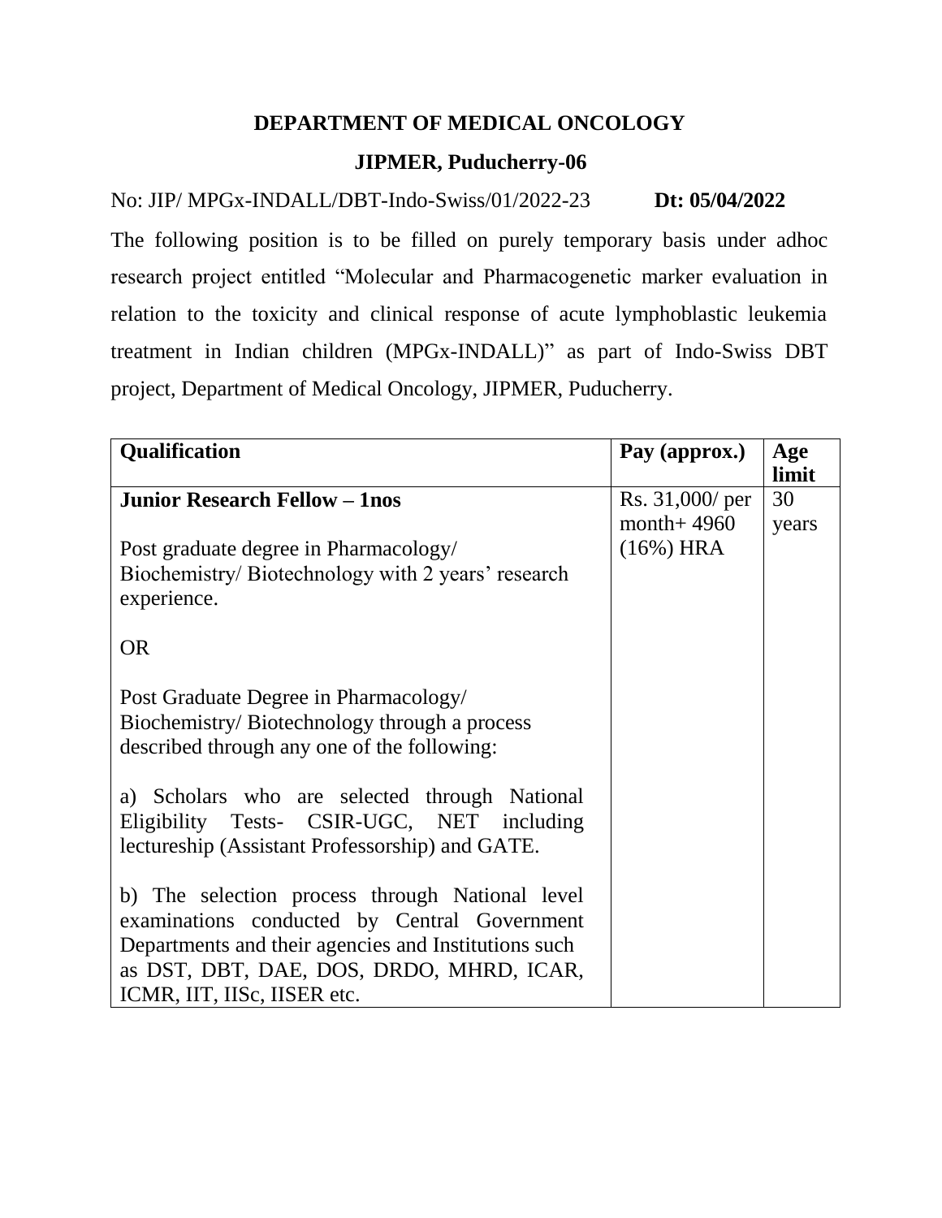## DEPARTMENT OF MEDICAL ONCOLOGY

## JIPMER, Puducherry-06

No: JIP/ MPGx-INDALL/DBT-Indo-Swiss/01/2022-23 **Dt: 05/04/2022**

The following position is to be filled on purely temporary basis under adhoc research project entitled "Molecular and Pharmacogenetic marker evaluation in relation to the toxicity and clinical response of acute lymphoblastic leukemia treatment in Indian children (MPGx-INDALL)" as part of Indo-Swiss DBT project, Department of Medical Oncology, JIPMER, Puducherry.

| **Qualification** | **Pay (approx.)** | **Age limit** |
|---|---|---|
| **Junior Research Fellow – 1nos**<br><br>Post graduate degree in Pharmacology/ Biochemistry/ Biotechnology with 2 years' research experience.<br><br>OR<br><br>Post Graduate Degree in Pharmacology/ Biochemistry/ Biotechnology through a process described through any one of the following:<br><br>a) Scholars who are selected through National Eligibility Tests- CSIR-UGC, NET including lectureship (Assistant Professorship) and GATE.<br><br>b) The selection process through National level examinations conducted by Central Government Departments and their agencies and Institutions such as DST, DBT, DAE, DOS, DRDO, MHRD, ICAR, ICMR, IIT, IISc, IISER etc. | Rs. 31,000/ per month+ 4960 (16%) HRA | 30 years |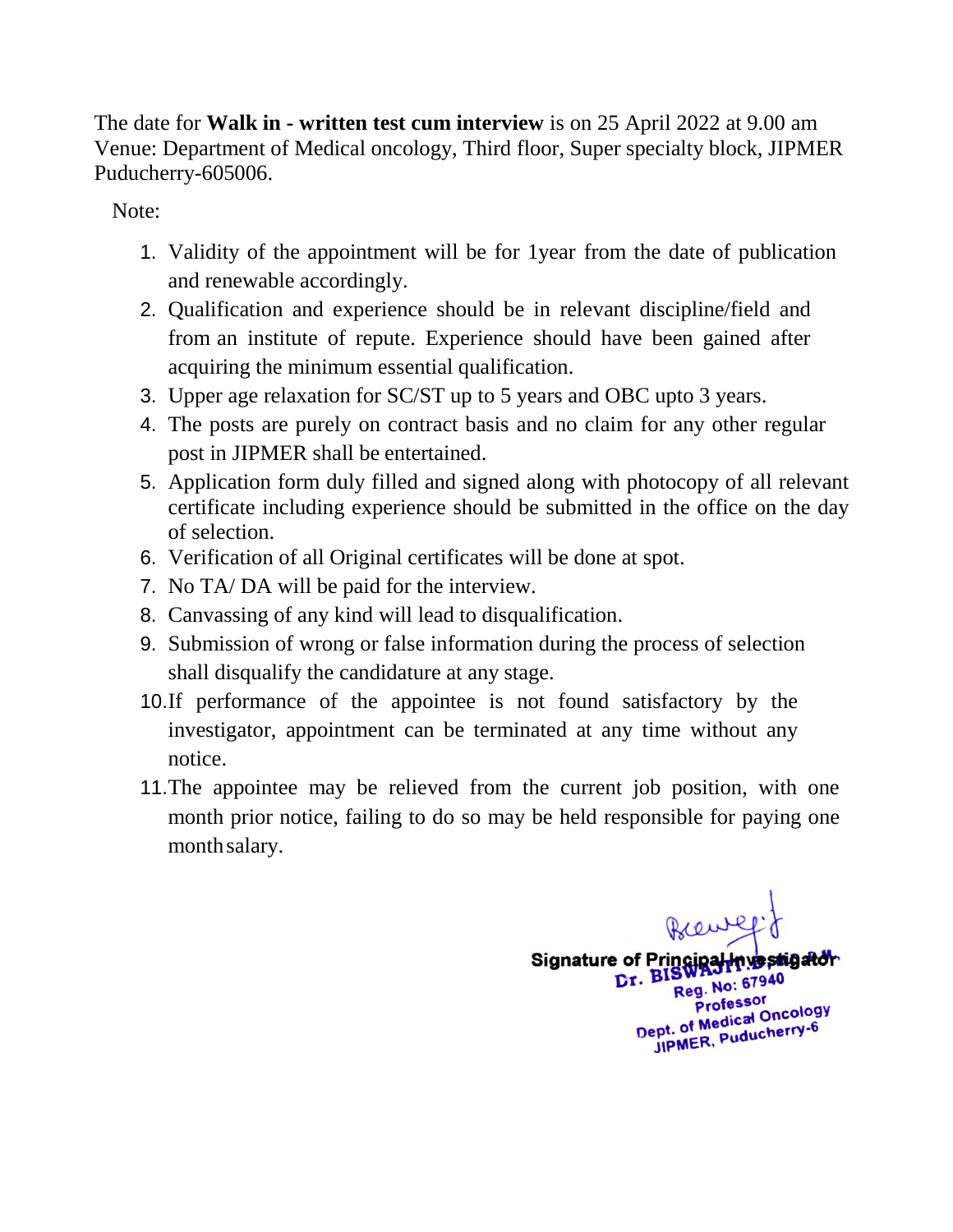The date for **Walk in - written test cum interview** is on 25 April 2022 at 9.00 am
Venue: Department of Medical oncology, Third floor, Super specialty block, JIPMER Puducherry-605006.

Note:

1. Validity of the appointment will be for 1year from the date of publication and renewable accordingly.
2. Qualification and experience should be in relevant discipline/field and from an institute of repute. Experience should have been gained after acquiring the minimum essential qualification.
3. Upper age relaxation for SC/ST up to 5 years and OBC upto 3 years.
4. The posts are purely on contract basis and no claim for any other regular post in JIPMER shall be entertained.
5. Application form duly filled and signed along with photocopy of all relevant certificate including experience should be submitted in the office on the day of selection.
6. Verification of all Original certificates will be done at spot.
7. No TA/ DA will be paid for the interview.
8. Canvassing of any kind will lead to disqualification.
9. Submission of wrong or false information during the process of selection shall disqualify the candidature at any stage.
10. If performance of the appointee is not found satisfactory by the investigator, appointment can be terminated at any time without any notice.
11. The appointee may be relieved from the current job position, with one month prior notice, failing to do so may be held responsible for paying one month salary.

**Signature of Principal Investigator**

Dr. BISWAJIT. D, D.M.
Reg. No: 67940
Professor
Dept. of Medical Oncology
JIPMER, Puducherry-6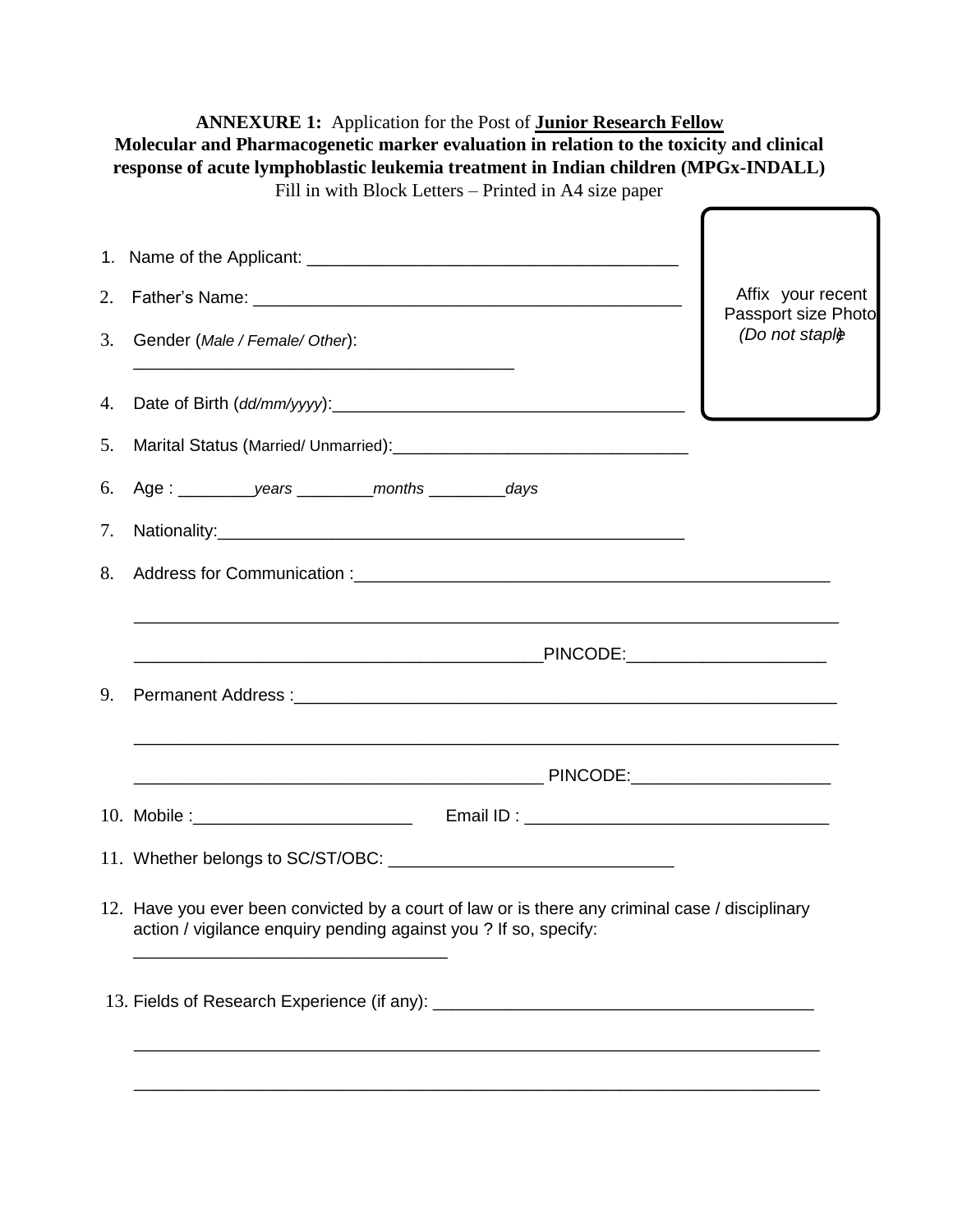**ANNEXURE 1:** Application for the Post of **Junior Research Fellow**

**Molecular and Pharmacogenetic marker evaluation in relation to the toxicity and clinical response of acute lymphoblastic leukemia treatment in Indian children (MPGx-INDALL)**

Fill in with Block Letters – Printed in A4 size paper

Affix your recent Passport size Photo *(Do not staple)*

1. Name of the Applicant: ________________________________________
2. Father's Name: ______________________________________________
3. Gender (*Male / Female/ Other*): ________________________________________
4. Date of Birth (*dd/mm/yyyy*):_____________________________________
5. Marital Status (Married/ Unmarried):_______________________________
6. Age : ________*years* ________*months* ________*days*
7. Nationality:_________________________________________________
8. Address for Communication :_____________________________________________

   _____________________________________________________________________________

   _____________________________________________PINCODE:_____________________
9. Permanent Address :___________________________________________________________

   _____________________________________________________________________________

   _____________________________________________ PINCODE:_____________________
10. Mobile :_______________________ Email ID : ________________________________
11. Whether belongs to SC/ST/OBC: _____________________________
12. Have you ever been convicted by a court of law or is there any criminal case / disciplinary action / vigilance enquiry pending against you ? If so, specify: ________________________________
13. Fields of Research Experience (if any): ________________________________________

    _____________________________________________________________________________

    _____________________________________________________________________________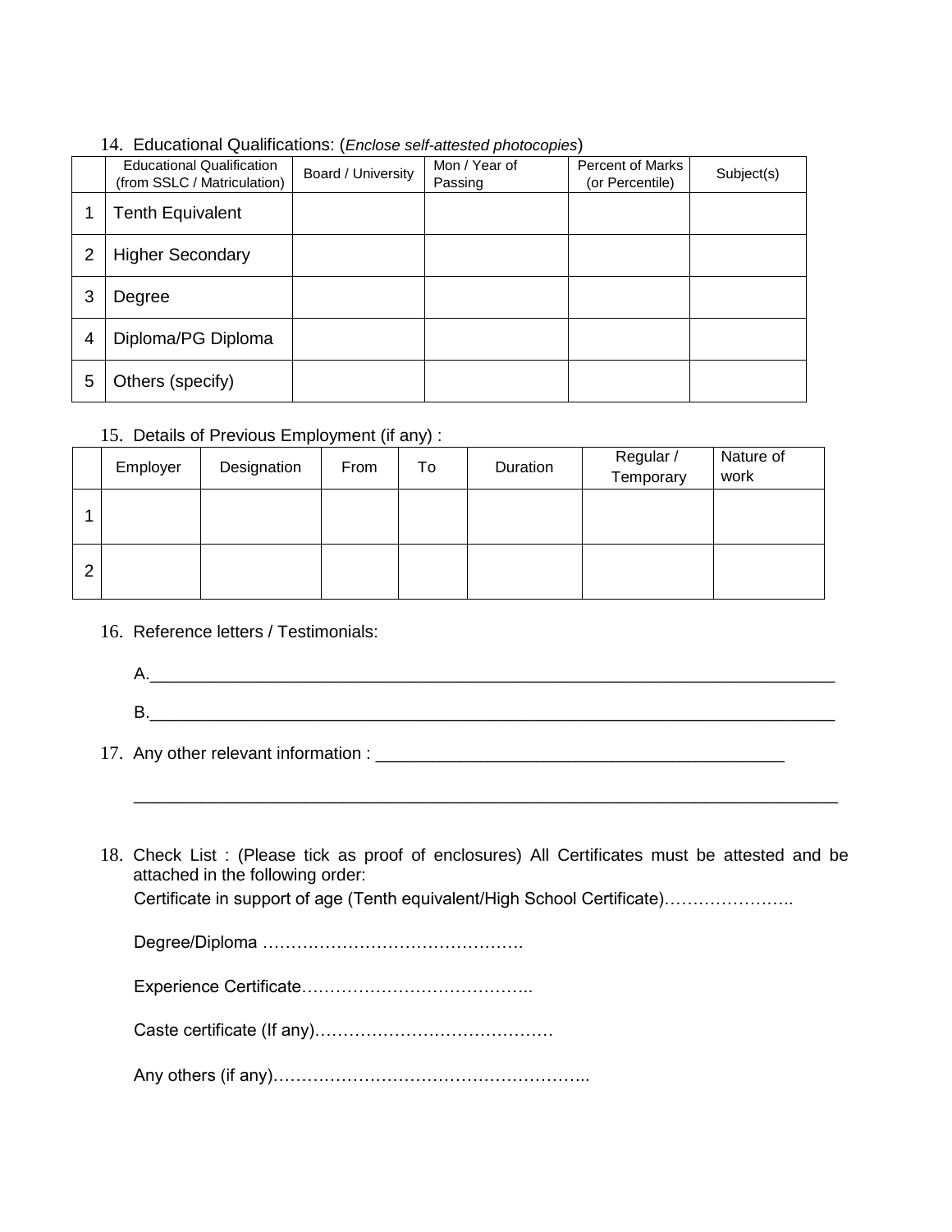14. Educational Qualifications: (*Enclose self-attested photocopies*)

| | Educational Qualification (from SSLC / Matriculation) | Board / University | Mon / Year of Passing | Percent of Marks (or Percentile) | Subject(s) |
|---|---|---|---|---|---|
| 1 | Tenth Equivalent | | | | |
| 2 | Higher Secondary | | | | |
| 3 | Degree | | | | |
| 4 | Diploma/PG Diploma | | | | |
| 5 | Others (specify) | | | | |

15. Details of Previous Employment (if any) :

| | Employer | Designation | From | To | Duration | Regular / Temporary | Nature of work |
|---|---|---|---|---|---|---|---|
| 1 | | | | | | | |
| 2 | | | | | | | |

16. Reference letters / Testimonials:

A.___________________________________________________________________________

B.___________________________________________________________________________

17. Any other relevant information : _____________________________________________

___________________________________________________________________________

18. Check List : (Please tick as proof of enclosures) All Certificates must be attested and be attached in the following order:

Certificate in support of age (Tenth equivalent/High School Certificate)…………………..

Degree/Diploma ……………………………………….

Experience Certificate…………………………………..

Caste certificate (If any)……………………………………

Any others (if any)………………………………………………..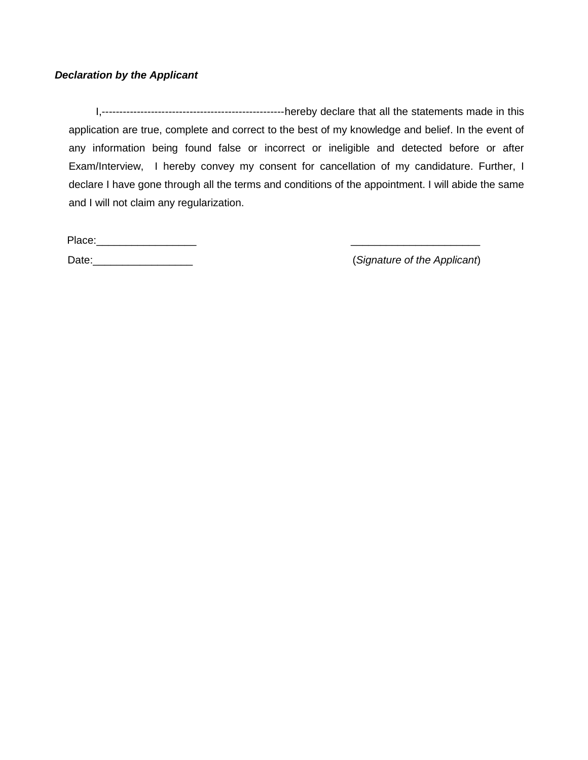***Declaration by the Applicant***

I,---------------------------------------------------hereby declare that all the statements made in this application are true, complete and correct to the best of my knowledge and belief. In the event of any information being found false or incorrect or ineligible and detected before or after Exam/Interview, I hereby convey my consent for cancellation of my candidature. Further, I declare I have gone through all the terms and conditions of the appointment. I will abide the same and I will not claim any regularization.

Place:_________________ 

Date:_________________

______________________

(*Signature of the Applicant*)